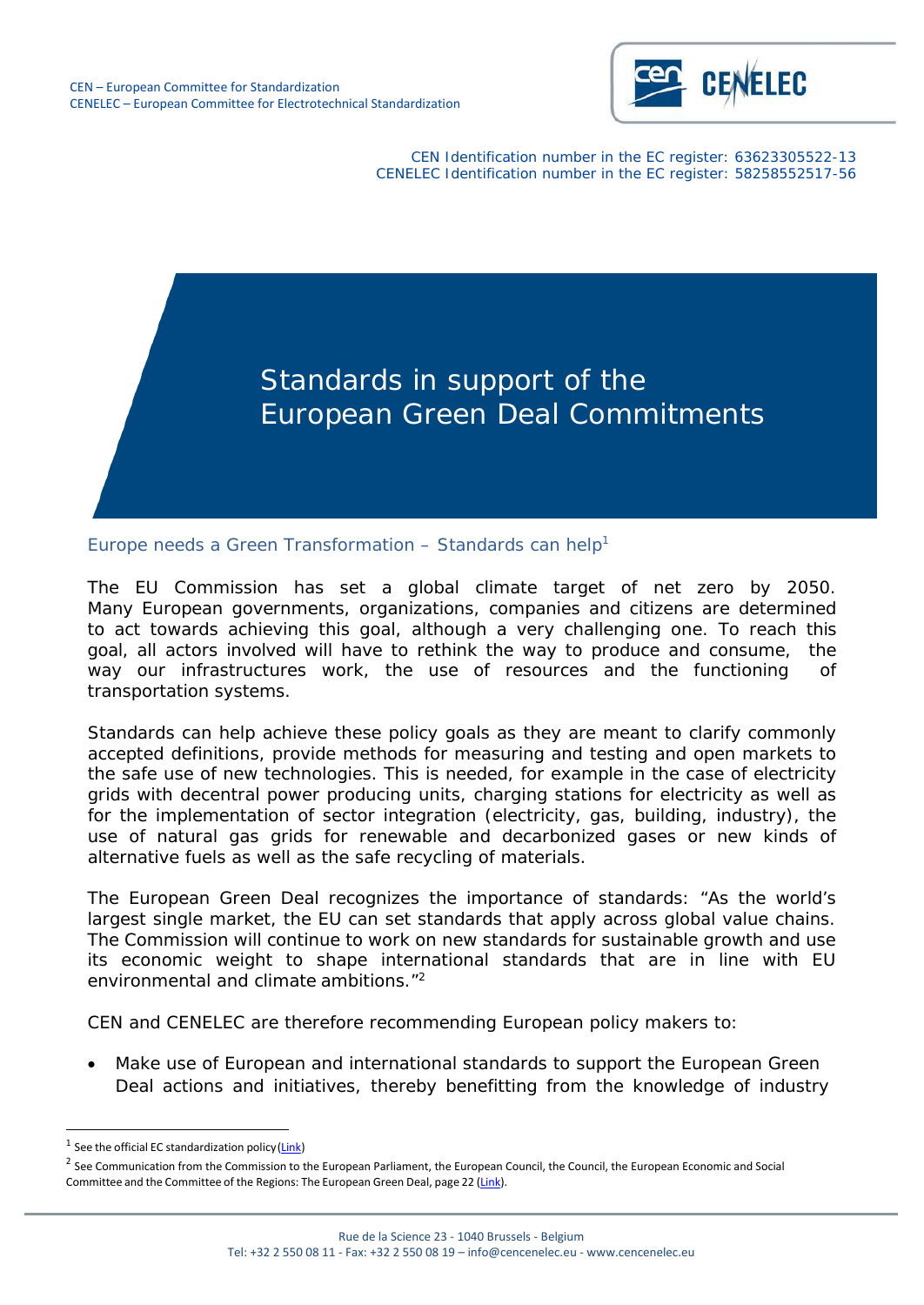CEN – European Committee for Standardization
CENELEC – European Committee for Electrotechnical Standardization

CEN Identification number in the EC register: 63623305522-13
CENELEC Identification number in the EC register: 58258552517-56

# Standards in support of the European Green Deal Commitments

## Europe needs a Green Transformation – Standards can help[1]

The EU Commission has set a global climate target of net zero by 2050. Many European governments, organizations, companies and citizens are determined to act towards achieving this goal, although a very challenging one. To reach this goal, all actors involved will have to rethink the way to produce and consume, the way our infrastructures work, the use of resources and the functioning of transportation systems.

Standards can help achieve these policy goals as they are meant to clarify commonly accepted definitions, provide methods for measuring and testing and open markets to the safe use of new technologies. This is needed, for example in the case of electricity grids with decentral power producing units, charging stations for electricity as well as for the implementation of sector integration (electricity, gas, building, industry), the use of natural gas grids for renewable and decarbonized gases or new kinds of alternative fuels as well as the safe recycling of materials.

The European Green Deal recognizes the importance of standards: "As the world's largest single market, the EU can set standards that apply across global value chains. The Commission will continue to work on new standards for sustainable growth and use its economic weight to shape international standards that are in line with EU environmental and climate ambitions."[2]

CEN and CENELEC are therefore recommending European policy makers to:

- Make use of European and international standards to support the European Green Deal actions and initiatives, thereby benefitting from the knowledge of industry

---

[1] See the official EC standardization policy (Link)

[2] See Communication from the Commission to the European Parliament, the European Council, the Council, the European Economic and Social Committee and the Committee of the Regions: The European Green Deal, page 22 (Link).

Rue de la Science 23 - 1040 Brussels - Belgium
Tel: +32 2 550 08 11 - Fax: +32 2 550 08 19 – info@cencenelec.eu - www.cencenelec.eu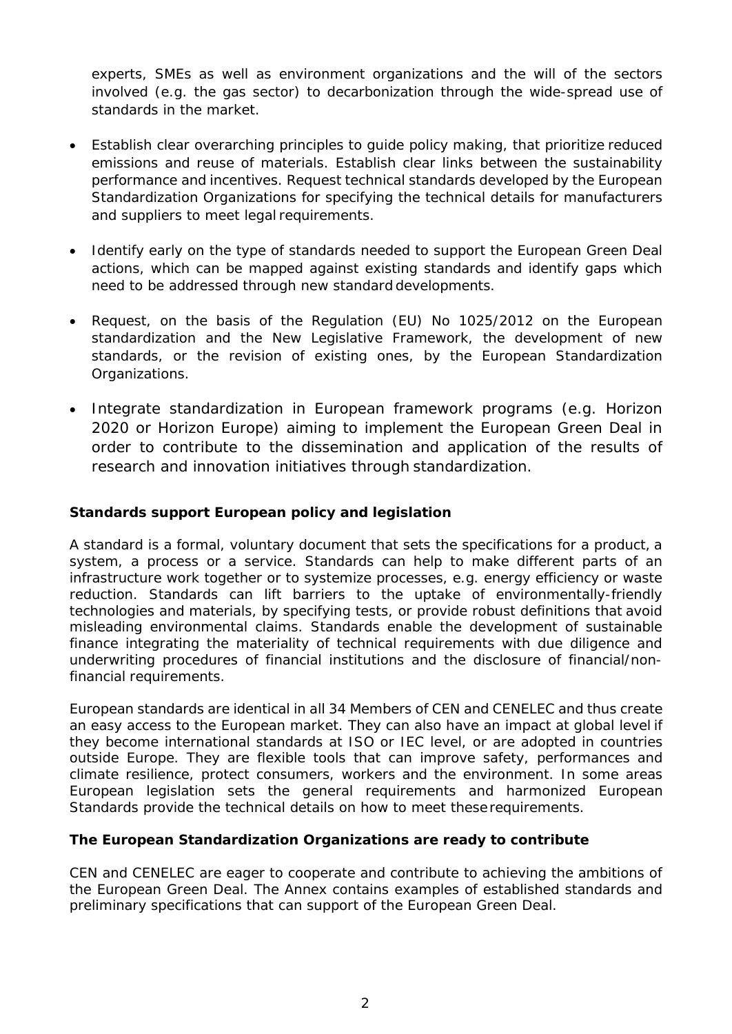experts, SMEs as well as environment organizations and the will of the sectors involved (e.g. the gas sector) to decarbonization through the wide-spread use of standards in the market.

- Establish clear overarching principles to guide policy making, that prioritize reduced emissions and reuse of materials. Establish clear links between the sustainability performance and incentives. Request technical standards developed by the European Standardization Organizations for specifying the technical details for manufacturers and suppliers to meet legal requirements.
- Identify early on the type of standards needed to support the European Green Deal actions, which can be mapped against existing standards and identify gaps which need to be addressed through new standard developments.
- Request, on the basis of the Regulation (EU) No 1025/2012 on the European standardization and the New Legislative Framework, the development of new standards, or the revision of existing ones, by the European Standardization Organizations.
- Integrate standardization in European framework programs (e.g. Horizon 2020 or Horizon Europe) aiming to implement the European Green Deal in order to contribute to the dissemination and application of the results of research and innovation initiatives through standardization.

**Standards support European policy and legislation**

A standard is a formal, voluntary document that sets the specifications for a product, a system, a process or a service. Standards can help to make different parts of an infrastructure work together or to systemize processes, e.g. energy efficiency or waste reduction. Standards can lift barriers to the uptake of environmentally-friendly technologies and materials, by specifying tests, or provide robust definitions that avoid misleading environmental claims. Standards enable the development of sustainable finance integrating the materiality of technical requirements with due diligence and underwriting procedures of financial institutions and the disclosure of financial/non-financial requirements.

European standards are identical in all 34 Members of CEN and CENELEC and thus create an easy access to the European market. They can also have an impact at global level if they become international standards at ISO or IEC level, or are adopted in countries outside Europe. They are flexible tools that can improve safety, performances and climate resilience, protect consumers, workers and the environment. In some areas European legislation sets the general requirements and harmonized European Standards provide the technical details on how to meet these requirements.

**The European Standardization Organizations are ready to contribute**

CEN and CENELEC are eager to cooperate and contribute to achieving the ambitions of the European Green Deal. The Annex contains examples of established standards and preliminary specifications that can support of the European Green Deal.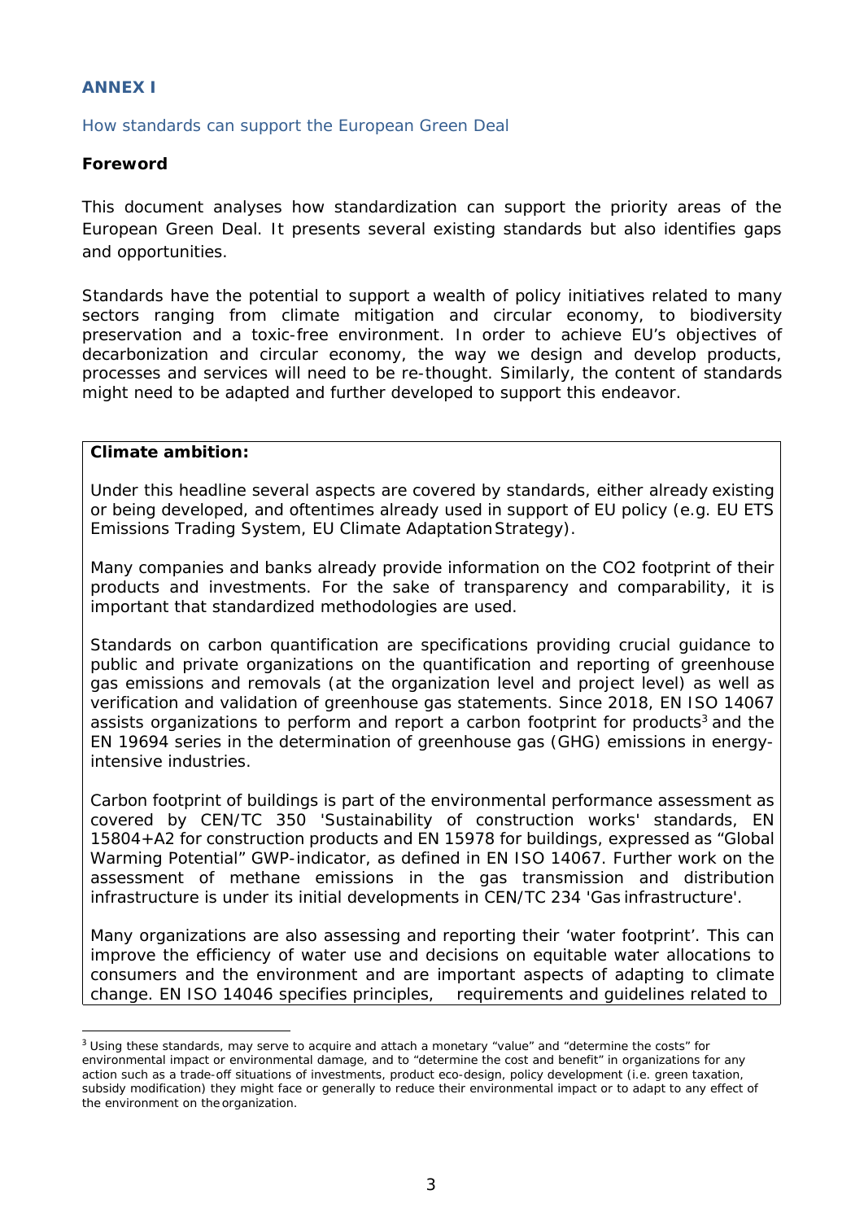**ANNEX I**

How standards can support the European Green Deal

**Foreword**

This document analyses how standardization can support the priority areas of the European Green Deal. It presents several existing standards but also identifies gaps and opportunities.

Standards have the potential to support a wealth of policy initiatives related to many sectors ranging from climate mitigation and circular economy, to biodiversity preservation and a toxic-free environment. In order to achieve EU's objectives of decarbonization and circular economy, the way we design and develop products, processes and services will need to be re-thought. Similarly, the content of standards might need to be adapted and further developed to support this endeavor.

**Climate ambition:**

Under this headline several aspects are covered by standards, either already existing or being developed, and oftentimes already used in support of EU policy (e.g. EU ETS Emissions Trading System, EU Climate Adaptation Strategy).

Many companies and banks already provide information on the CO2 footprint of their products and investments. For the sake of transparency and comparability, it is important that standardized methodologies are used.

Standards on carbon quantification are specifications providing crucial guidance to public and private organizations on the quantification and reporting of greenhouse gas emissions and removals (at the organization level and project level) as well as verification and validation of greenhouse gas statements. Since 2018, EN ISO 14067 assists organizations to perform and report a carbon footprint for products[3] and the EN 19694 series in the determination of greenhouse gas (GHG) emissions in energy-intensive industries.

Carbon footprint of buildings is part of the environmental performance assessment as covered by CEN/TC 350 'Sustainability of construction works' standards, EN 15804+A2 for construction products and EN 15978 for buildings, expressed as "Global Warming Potential" GWP-indicator, as defined in EN ISO 14067. Further work on the assessment of methane emissions in the gas transmission and distribution infrastructure is under its initial developments in CEN/TC 234 'Gas infrastructure'.

Many organizations are also assessing and reporting their 'water footprint'. This can improve the efficiency of water use and decisions on equitable water allocations to consumers and the environment and are important aspects of adapting to climate change. EN ISO 14046 specifies principles, requirements and guidelines related to

[3] Using these standards, may serve to acquire and attach a monetary "value" and "determine the costs" for environmental impact or environmental damage, and to "determine the cost and benefit" in organizations for any action such as a trade-off situations of investments, product eco-design, policy development (i.e. green taxation, subsidy modification) they might face or generally to reduce their environmental impact or to adapt to any effect of the environment on the organization.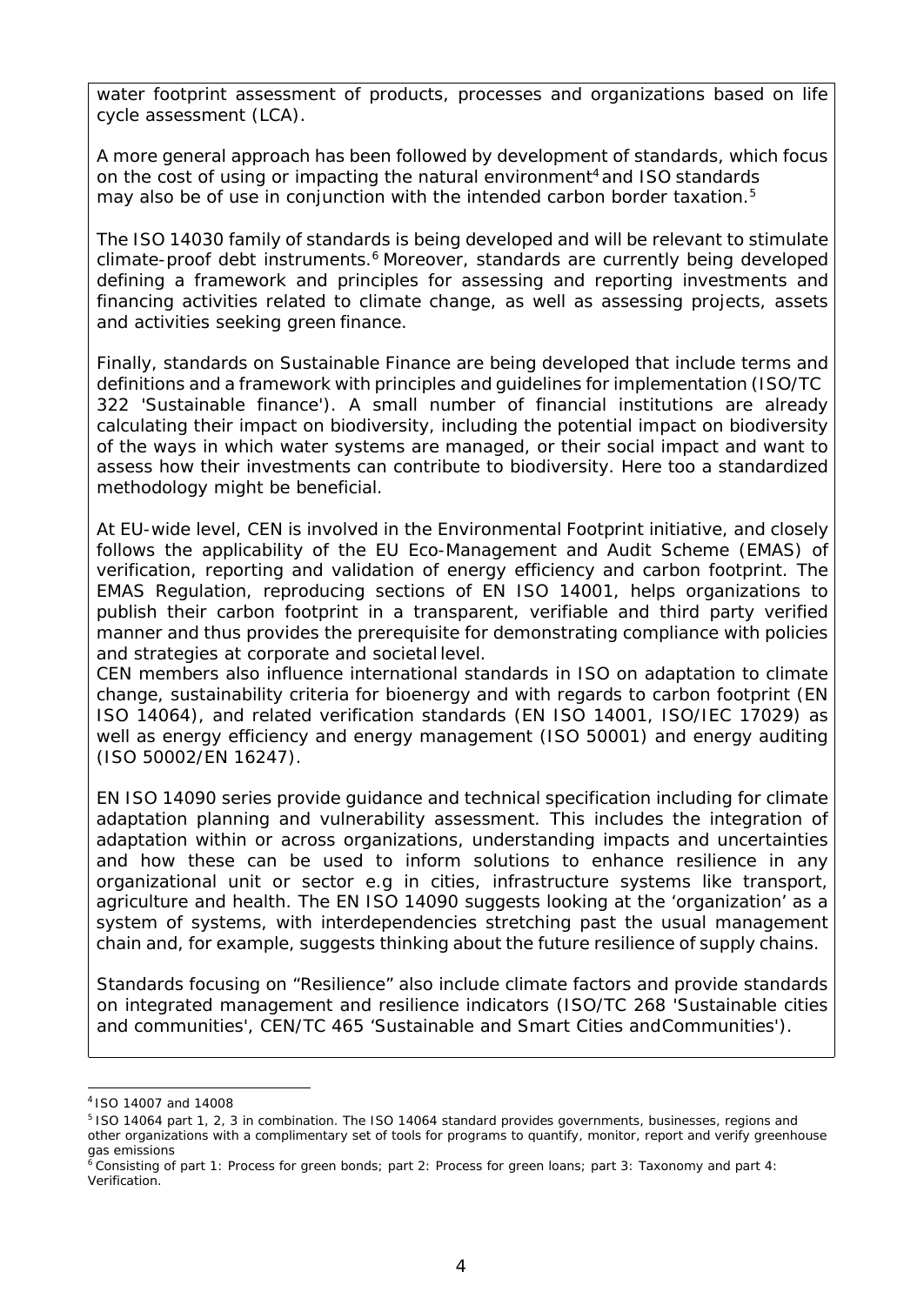water footprint assessment of products, processes and organizations based on life cycle assessment (LCA).

A more general approach has been followed by development of standards, which focus on the cost of using or impacting the natural environment[4] and ISO standards may also be of use in conjunction with the intended carbon border taxation.[5]

The ISO 14030 family of standards is being developed and will be relevant to stimulate climate-proof debt instruments.[6] Moreover, standards are currently being developed defining a framework and principles for assessing and reporting investments and financing activities related to climate change, as well as assessing projects, assets and activities seeking green finance.

Finally, standards on Sustainable Finance are being developed that include terms and definitions and a framework with principles and guidelines for implementation (ISO/TC 322 'Sustainable finance'). A small number of financial institutions are already calculating their impact on biodiversity, including the potential impact on biodiversity of the ways in which water systems are managed, or their social impact and want to assess how their investments can contribute to biodiversity. Here too a standardized methodology might be beneficial.

At EU-wide level, CEN is involved in the Environmental Footprint initiative, and closely follows the applicability of the EU Eco-Management and Audit Scheme (EMAS) of verification, reporting and validation of energy efficiency and carbon footprint. The EMAS Regulation, reproducing sections of EN ISO 14001, helps organizations to publish their carbon footprint in a transparent, verifiable and third party verified manner and thus provides the prerequisite for demonstrating compliance with policies and strategies at corporate and societal level.
CEN members also influence international standards in ISO on adaptation to climate change, sustainability criteria for bioenergy and with regards to carbon footprint (EN ISO 14064), and related verification standards (EN ISO 14001, ISO/IEC 17029) as well as energy efficiency and energy management (ISO 50001) and energy auditing (ISO 50002/EN 16247).

EN ISO 14090 series provide guidance and technical specification including for climate adaptation planning and vulnerability assessment. This includes the integration of adaptation within or across organizations, understanding impacts and uncertainties and how these can be used to inform solutions to enhance resilience in any organizational unit or sector e.g in cities, infrastructure systems like transport, agriculture and health. The EN ISO 14090 suggests looking at the 'organization' as a system of systems, with interdependencies stretching past the usual management chain and, for example, suggests thinking about the future resilience of supply chains.

Standards focusing on "Resilience" also include climate factors and provide standards on integrated management and resilience indicators (ISO/TC 268 'Sustainable cities and communities', CEN/TC 465 'Sustainable and Smart Cities andCommunities').

---

[4] ISO 14007 and 14008

[5] ISO 14064 part 1, 2, 3 in combination. The ISO 14064 standard provides governments, businesses, regions and other organizations with a complimentary set of tools for programs to quantify, monitor, report and verify greenhouse gas emissions

[6] Consisting of part 1: Process for green bonds; part 2: Process for green loans; part 3: Taxonomy and part 4: Verification.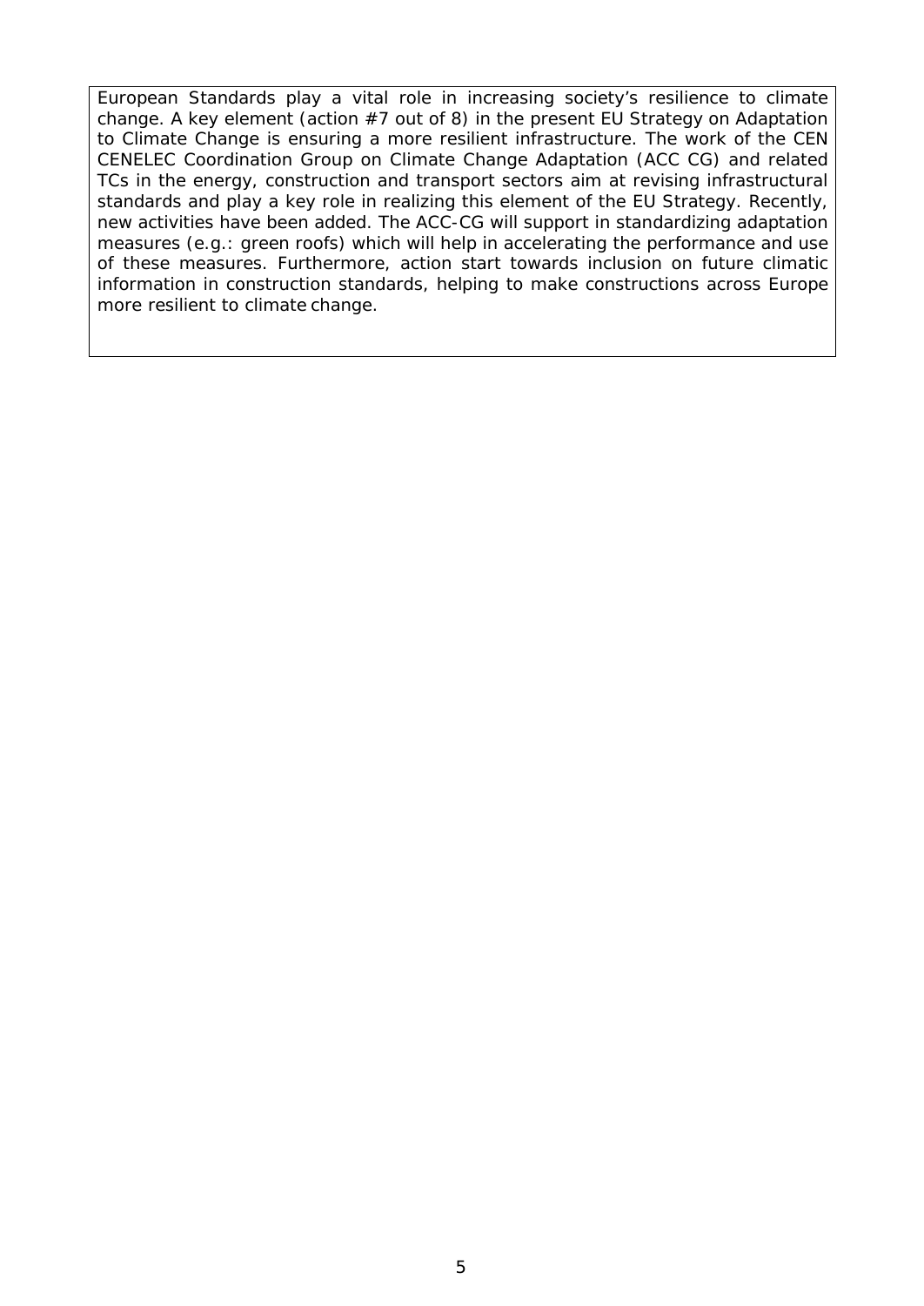European Standards play a vital role in increasing society's resilience to climate change. A key element (action #7 out of 8) in the present EU Strategy on Adaptation to Climate Change is ensuring a more resilient infrastructure. The work of the CEN CENELEC Coordination Group on Climate Change Adaptation (ACC CG) and related TCs in the energy, construction and transport sectors aim at revising infrastructural standards and play a key role in realizing this element of the EU Strategy. Recently, new activities have been added. The ACC-CG will support in standardizing adaptation measures (e.g.: green roofs) which will help in accelerating the performance and use of these measures. Furthermore, action start towards inclusion on future climatic information in construction standards, helping to make constructions across Europe more resilient to climate change.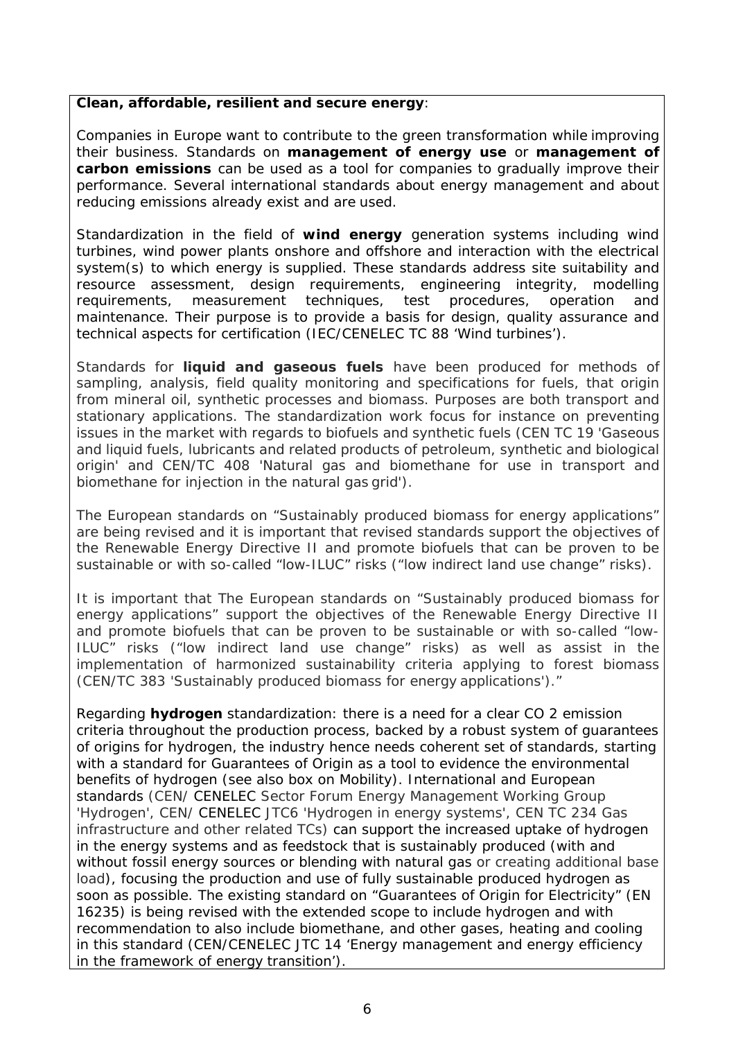**Clean, affordable, resilient and secure energy**:

Companies in Europe want to contribute to the green transformation while improving their business. Standards on **management of energy use** or **management of carbon emissions** can be used as a tool for companies to gradually improve their performance. Several international standards about energy management and about reducing emissions already exist and are used.

Standardization in the field of **wind energy** generation systems including wind turbines, wind power plants onshore and offshore and interaction with the electrical system(s) to which energy is supplied. These standards address site suitability and resource assessment, design requirements, engineering integrity, modelling requirements, measurement techniques, test procedures, operation and maintenance. Their purpose is to provide a basis for design, quality assurance and technical aspects for certification (IEC/CENELEC TC 88 'Wind turbines').

Standards for **liquid and gaseous fuels** have been produced for methods of sampling, analysis, field quality monitoring and specifications for fuels, that origin from mineral oil, synthetic processes and biomass. Purposes are both transport and stationary applications. The standardization work focus for instance on preventing issues in the market with regards to biofuels and synthetic fuels (CEN TC 19 'Gaseous and liquid fuels, lubricants and related products of petroleum, synthetic and biological origin' and CEN/TC 408 'Natural gas and biomethane for use in transport and biomethane for injection in the natural gas grid').

The European standards on "Sustainably produced biomass for energy applications" are being revised and it is important that revised standards support the objectives of the Renewable Energy Directive II and promote biofuels that can be proven to be sustainable or with so-called "low-ILUC" risks ("low indirect land use change" risks).

It is important that The European standards on "Sustainably produced biomass for energy applications" support the objectives of the Renewable Energy Directive II and promote biofuels that can be proven to be sustainable or with so-called "low-ILUC" risks ("low indirect land use change" risks) as well as assist in the implementation of harmonized sustainability criteria applying to forest biomass (CEN/TC 383 'Sustainably produced biomass for energy applications')."

Regarding **hydrogen** standardization: there is a need for a clear CO 2 emission criteria throughout the production process, backed by a robust system of guarantees of origins for hydrogen, the industry hence needs coherent set of standards, starting with a standard for Guarantees of Origin as a tool to evidence the environmental benefits of hydrogen (see also box on Mobility). International and European standards (CEN/ CENELEC Sector Forum Energy Management Working Group 'Hydrogen', CEN/ CENELEC JTC6 'Hydrogen in energy systems', CEN TC 234 Gas infrastructure and other related TCs) can support the increased uptake of hydrogen in the energy systems and as feedstock that is sustainably produced (with and without fossil energy sources or blending with natural gas or creating additional base load), focusing the production and use of fully sustainable produced hydrogen as soon as possible. The existing standard on "Guarantees of Origin for Electricity" (EN 16235) is being revised with the extended scope to include hydrogen and with recommendation to also include biomethane, and other gases, heating and cooling in this standard (CEN/CENELEC JTC 14 'Energy management and energy efficiency in the framework of energy transition').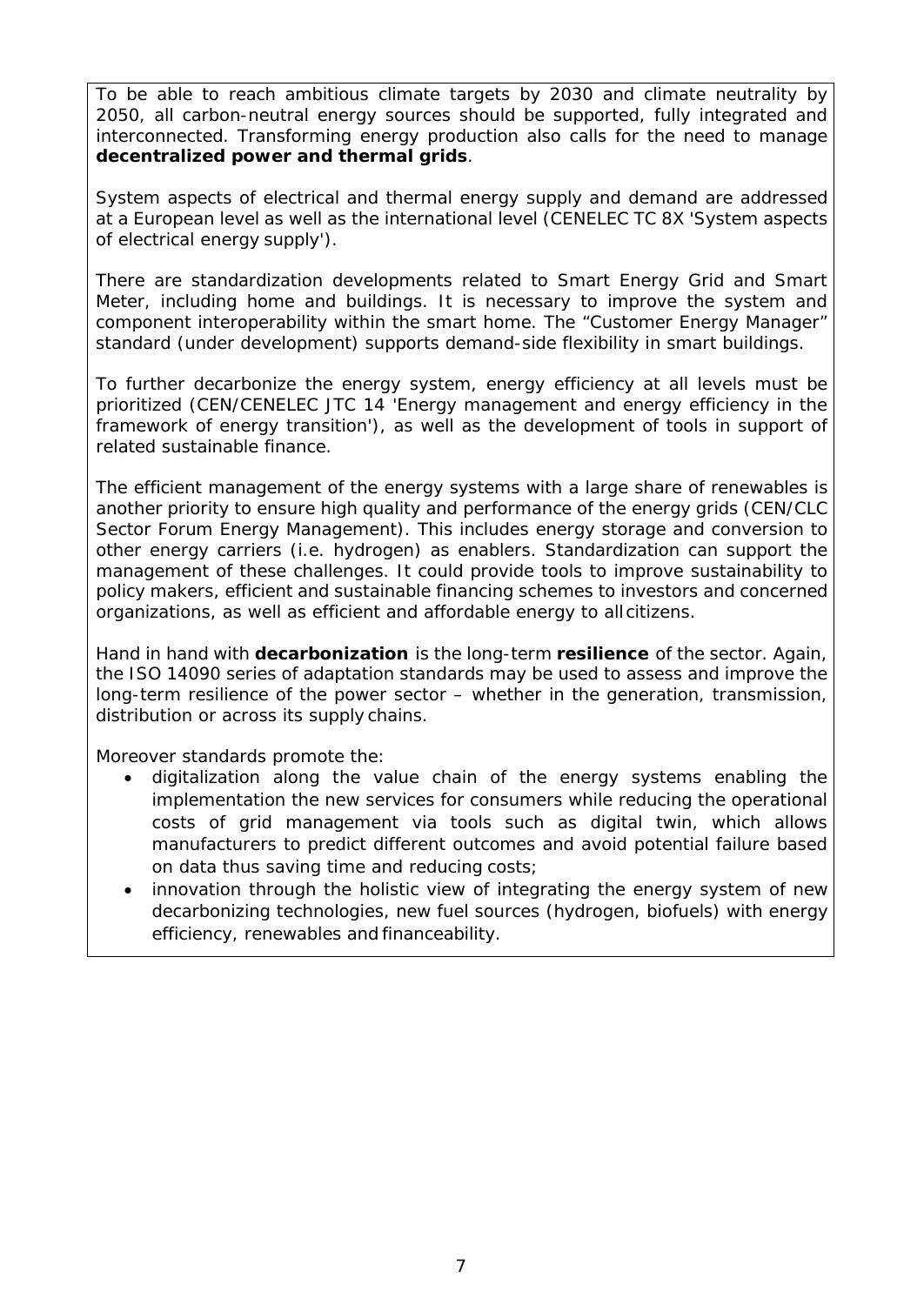To be able to reach ambitious climate targets by 2030 and climate neutrality by 2050, all carbon-neutral energy sources should be supported, fully integrated and interconnected. Transforming energy production also calls for the need to manage **decentralized power and thermal grids**.

System aspects of electrical and thermal energy supply and demand are addressed at a European level as well as the international level (CENELEC TC 8X 'System aspects of electrical energy supply').

There are standardization developments related to Smart Energy Grid and Smart Meter, including home and buildings. It is necessary to improve the system and component interoperability within the smart home. The "Customer Energy Manager" standard (under development) supports demand-side flexibility in smart buildings.

To further decarbonize the energy system, energy efficiency at all levels must be prioritized (CEN/CENELEC JTC 14 'Energy management and energy efficiency in the framework of energy transition'), as well as the development of tools in support of related sustainable finance.

The efficient management of the energy systems with a large share of renewables is another priority to ensure high quality and performance of the energy grids (CEN/CLC Sector Forum Energy Management). This includes energy storage and conversion to other energy carriers (i.e. hydrogen) as enablers. Standardization can support the management of these challenges. It could provide tools to improve sustainability to policy makers, efficient and sustainable financing schemes to investors and concerned organizations, as well as efficient and affordable energy to all citizens.

Hand in hand with **decarbonization** is the long-term **resilience** of the sector. Again, the ISO 14090 series of adaptation standards may be used to assess and improve the long-term resilience of the power sector – whether in the generation, transmission, distribution or across its supply chains.

Moreover standards promote the:

- digitalization along the value chain of the energy systems enabling the implementation the new services for consumers while reducing the operational costs of grid management via tools such as digital twin, which allows manufacturers to predict different outcomes and avoid potential failure based on data thus saving time and reducing costs;
- innovation through the holistic view of integrating the energy system of new decarbonizing technologies, new fuel sources (hydrogen, biofuels) with energy efficiency, renewables and financeability.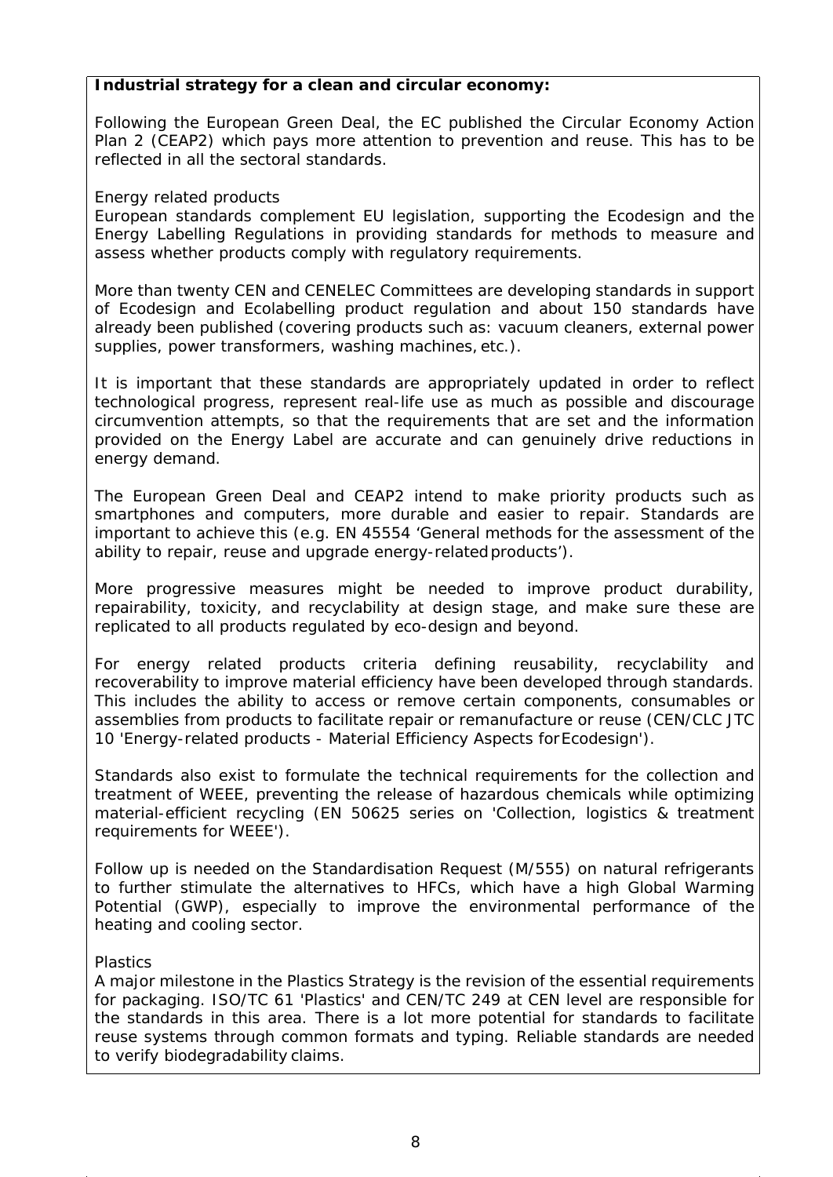**Industrial strategy for a clean and circular economy:**

Following the European Green Deal, the EC published the Circular Economy Action Plan 2 (CEAP2) which pays more attention to prevention and reuse. This has to be reflected in all the sectoral standards.

Energy related products

European standards complement EU legislation, supporting the Ecodesign and the Energy Labelling Regulations in providing standards for methods to measure and assess whether products comply with regulatory requirements.

More than twenty CEN and CENELEC Committees are developing standards in support of Ecodesign and Ecolabelling product regulation and about 150 standards have already been published (covering products such as: vacuum cleaners, external power supplies, power transformers, washing machines, etc.).

It is important that these standards are appropriately updated in order to reflect technological progress, represent real-life use as much as possible and discourage circumvention attempts, so that the requirements that are set and the information provided on the Energy Label are accurate and can genuinely drive reductions in energy demand.

The European Green Deal and CEAP2 intend to make priority products such as smartphones and computers, more durable and easier to repair. Standards are important to achieve this (e.g. EN 45554 'General methods for the assessment of the ability to repair, reuse and upgrade energy-related products').

More progressive measures might be needed to improve product durability, repairability, toxicity, and recyclability at design stage, and make sure these are replicated to all products regulated by eco-design and beyond.

For energy related products criteria defining reusability, recyclability and recoverability to improve material efficiency have been developed through standards. This includes the ability to access or remove certain components, consumables or assemblies from products to facilitate repair or remanufacture or reuse (CEN/CLC JTC 10 'Energy-related products - Material Efficiency Aspects for Ecodesign').

Standards also exist to formulate the technical requirements for the collection and treatment of WEEE, preventing the release of hazardous chemicals while optimizing material-efficient recycling (EN 50625 series on 'Collection, logistics & treatment requirements for WEEE').

Follow up is needed on the Standardisation Request (M/555) on natural refrigerants to further stimulate the alternatives to HFCs, which have a high Global Warming Potential (GWP), especially to improve the environmental performance of the heating and cooling sector.

Plastics

A major milestone in the Plastics Strategy is the revision of the essential requirements for packaging. ISO/TC 61 'Plastics' and CEN/TC 249 at CEN level are responsible for the standards in this area. There is a lot more potential for standards to facilitate reuse systems through common formats and typing. Reliable standards are needed to verify biodegradability claims.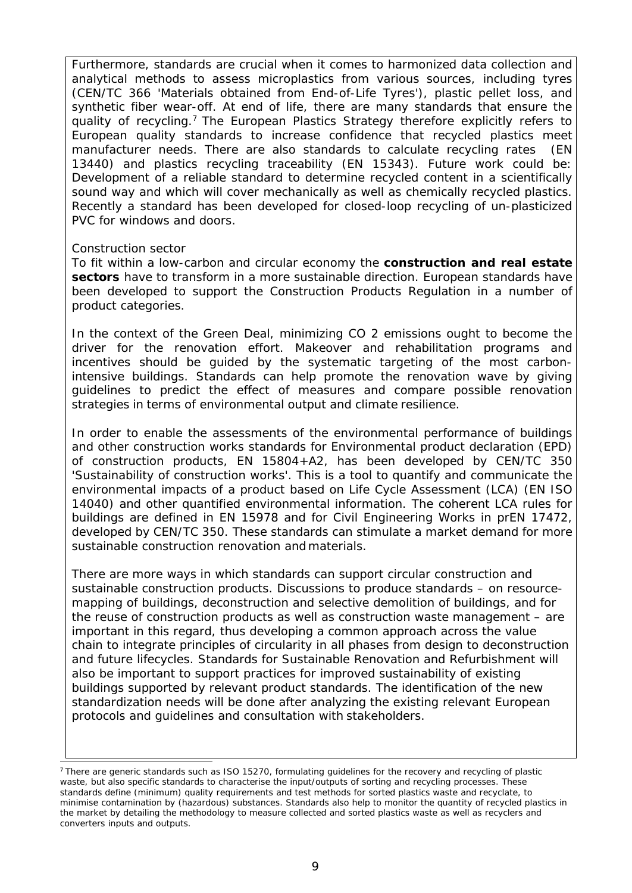Furthermore, standards are crucial when it comes to harmonized data collection and analytical methods to assess microplastics from various sources, including tyres (CEN/TC 366 'Materials obtained from End-of-Life Tyres'), plastic pellet loss, and synthetic fiber wear-off. At end of life, there are many standards that ensure the quality of recycling.[7] The European Plastics Strategy therefore explicitly refers to European quality standards to increase confidence that recycled plastics meet manufacturer needs. There are also standards to calculate recycling rates (EN 13440) and plastics recycling traceability (EN 15343). Future work could be: Development of a reliable standard to determine recycled content in a scientifically sound way and which will cover mechanically as well as chemically recycled plastics. Recently a standard has been developed for closed-loop recycling of un-plasticized PVC for windows and doors.

Construction sector

To fit within a low-carbon and circular economy the **construction and real estate sectors** have to transform in a more sustainable direction. European standards have been developed to support the Construction Products Regulation in a number of product categories.

In the context of the Green Deal, minimizing $CO_2$ emissions ought to become the driver for the renovation effort. Makeover and rehabilitation programs and incentives should be guided by the systematic targeting of the most carbon-intensive buildings. Standards can help promote the renovation wave by giving guidelines to predict the effect of measures and compare possible renovation strategies in terms of environmental output and climate resilience.

In order to enable the assessments of the environmental performance of buildings and other construction works standards for Environmental product declaration (EPD) of construction products, EN 15804+A2, has been developed by CEN/TC 350 'Sustainability of construction works'. This is a tool to quantify and communicate the environmental impacts of a product based on Life Cycle Assessment (LCA) (EN ISO 14040) and other quantified environmental information. The coherent LCA rules for buildings are defined in EN 15978 and for Civil Engineering Works in prEN 17472, developed by CEN/TC 350. These standards can stimulate a market demand for more sustainable construction renovation and materials.

There are more ways in which standards can support circular construction and sustainable construction products. Discussions to produce standards – on resource-mapping of buildings, deconstruction and selective demolition of buildings, and for the reuse of construction products as well as construction waste management – are important in this regard, thus developing a common approach across the value chain to integrate principles of circularity in all phases from design to deconstruction and future lifecycles. Standards for Sustainable Renovation and Refurbishment will also be important to support practices for improved sustainability of existing buildings supported by relevant product standards. The identification of the new standardization needs will be done after analyzing the existing relevant European protocols and guidelines and consultation with stakeholders.

[7] There are generic standards such as ISO 15270, formulating guidelines for the recovery and recycling of plastic waste, but also specific standards to characterise the input/outputs of sorting and recycling processes. These standards define (minimum) quality requirements and test methods for sorted plastics waste and recyclate, to minimise contamination by (hazardous) substances. Standards also help to monitor the quantity of recycled plastics in the market by detailing the methodology to measure collected and sorted plastics waste as well as recyclers and converters inputs and outputs.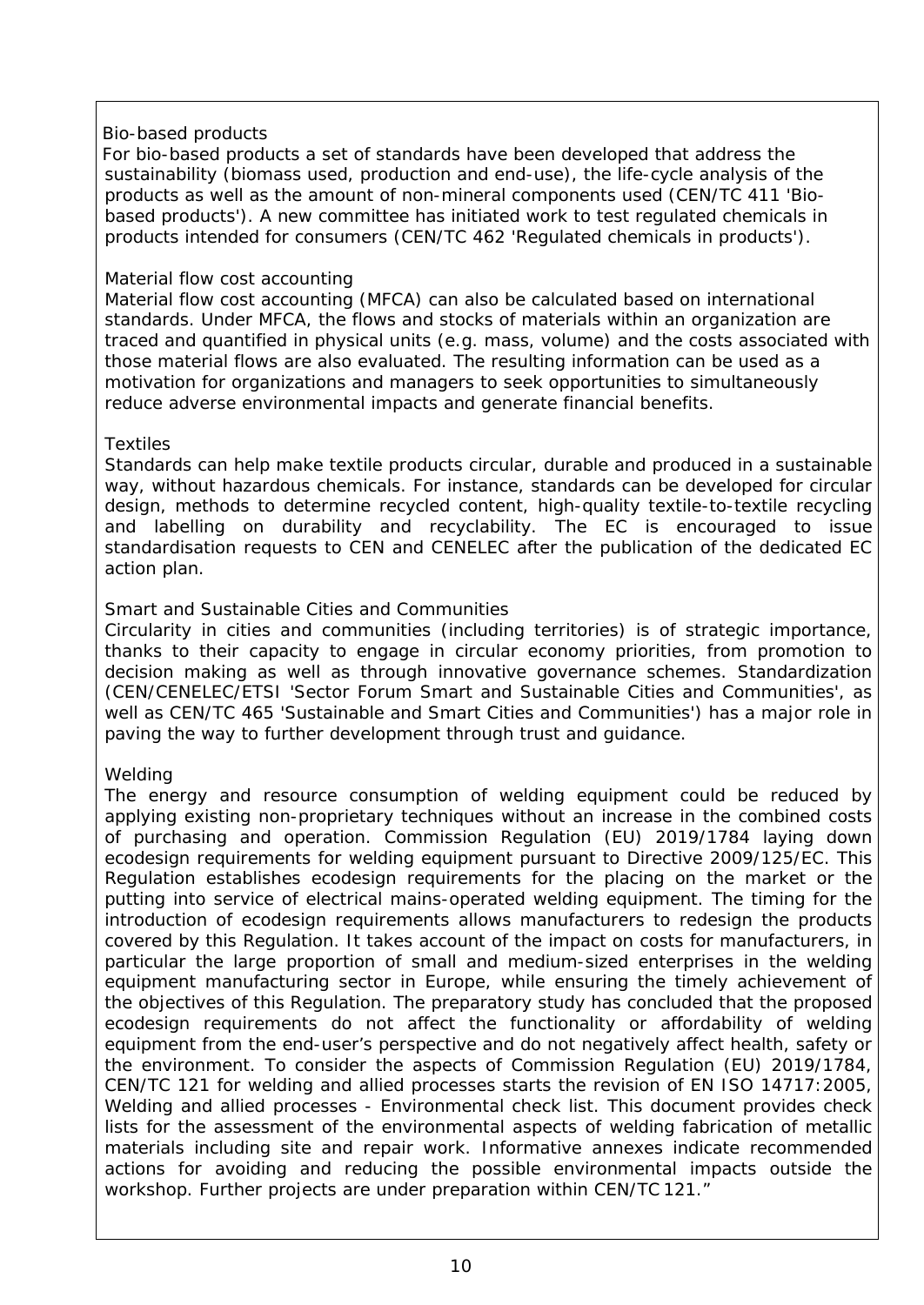Bio-based products

For bio-based products a set of standards have been developed that address the sustainability (biomass used, production and end-use), the life-cycle analysis of the products as well as the amount of non-mineral components used (CEN/TC 411 'Bio-based products'). A new committee has initiated work to test regulated chemicals in products intended for consumers (CEN/TC 462 'Regulated chemicals in products').

Material flow cost accounting

Material flow cost accounting (MFCA) can also be calculated based on international standards. Under MFCA, the flows and stocks of materials within an organization are traced and quantified in physical units (e.g. mass, volume) and the costs associated with those material flows are also evaluated. The resulting information can be used as a motivation for organizations and managers to seek opportunities to simultaneously reduce adverse environmental impacts and generate financial benefits.

Textiles

Standards can help make textile products circular, durable and produced in a sustainable way, without hazardous chemicals. For instance, standards can be developed for circular design, methods to determine recycled content, high-quality textile-to-textile recycling and labelling on durability and recyclability. The EC is encouraged to issue standardisation requests to CEN and CENELEC after the publication of the dedicated EC action plan.

Smart and Sustainable Cities and Communities

Circularity in cities and communities (including territories) is of strategic importance, thanks to their capacity to engage in circular economy priorities, from promotion to decision making as well as through innovative governance schemes. Standardization (CEN/CENELEC/ETSI 'Sector Forum Smart and Sustainable Cities and Communities', as well as CEN/TC 465 'Sustainable and Smart Cities and Communities') has a major role in paving the way to further development through trust and guidance.

Welding

The energy and resource consumption of welding equipment could be reduced by applying existing non-proprietary techniques without an increase in the combined costs of purchasing and operation. Commission Regulation (EU) 2019/1784 laying down ecodesign requirements for welding equipment pursuant to Directive 2009/125/EC. This Regulation establishes ecodesign requirements for the placing on the market or the putting into service of electrical mains-operated welding equipment. The timing for the introduction of ecodesign requirements allows manufacturers to redesign the products covered by this Regulation. It takes account of the impact on costs for manufacturers, in particular the large proportion of small and medium-sized enterprises in the welding equipment manufacturing sector in Europe, while ensuring the timely achievement of the objectives of this Regulation. The preparatory study has concluded that the proposed ecodesign requirements do not affect the functionality or affordability of welding equipment from the end-user's perspective and do not negatively affect health, safety or the environment. To consider the aspects of Commission Regulation (EU) 2019/1784, CEN/TC 121 for welding and allied processes starts the revision of EN ISO 14717:2005, Welding and allied processes - Environmental check list. This document provides check lists for the assessment of the environmental aspects of welding fabrication of metallic materials including site and repair work. Informative annexes indicate recommended actions for avoiding and reducing the possible environmental impacts outside the workshop. Further projects are under preparation within CEN/TC 121."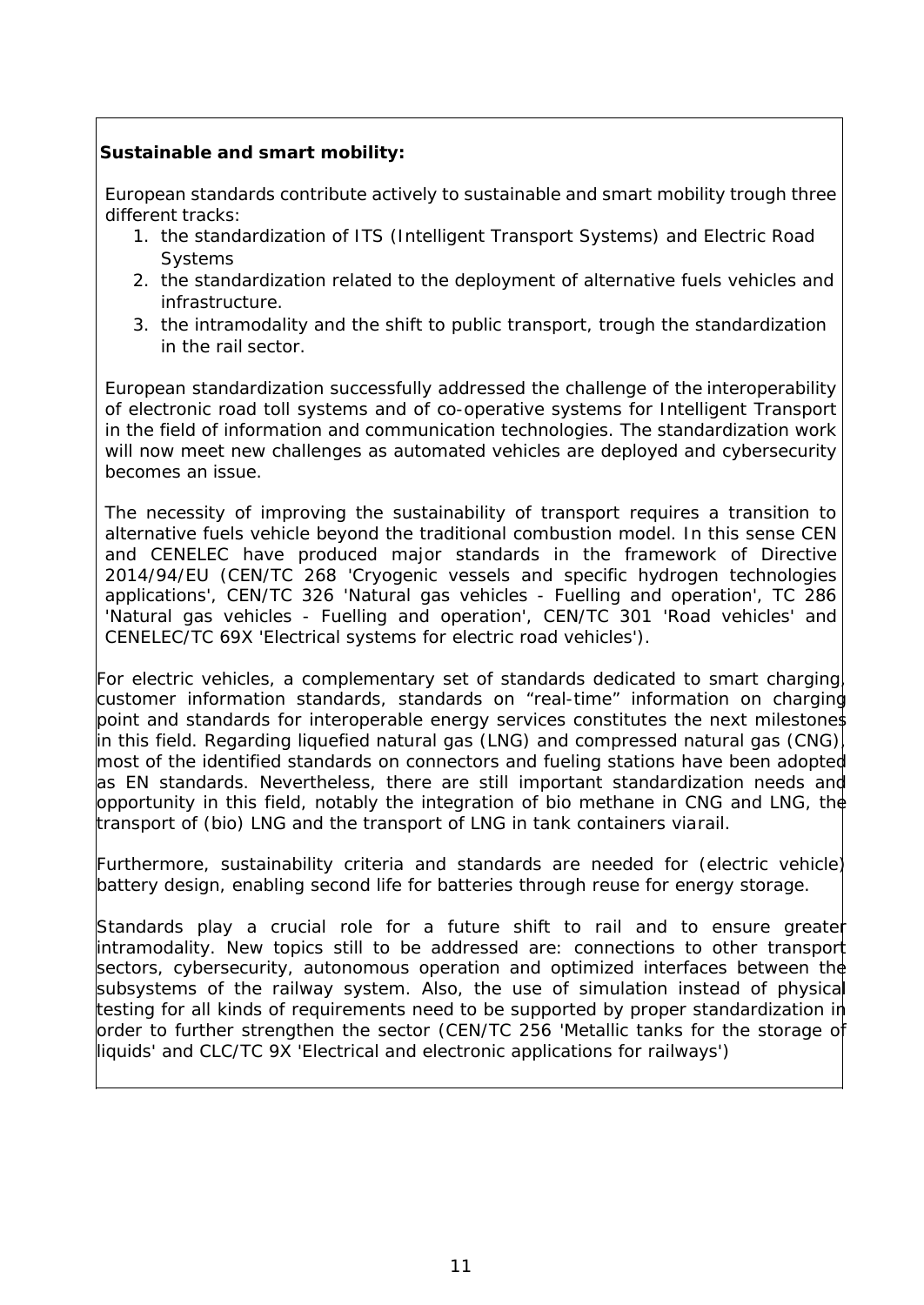**Sustainable and smart mobility:**

European standards contribute actively to sustainable and smart mobility trough three different tracks:

1. the standardization of ITS (Intelligent Transport Systems) and Electric Road Systems
2. the standardization related to the deployment of alternative fuels vehicles and infrastructure.
3. the intramodality and the shift to public transport, trough the standardization in the rail sector.

European standardization successfully addressed the challenge of the interoperability of electronic road toll systems and of co-operative systems for Intelligent Transport in the field of information and communication technologies. The standardization work will now meet new challenges as automated vehicles are deployed and cybersecurity becomes an issue.

The necessity of improving the sustainability of transport requires a transition to alternative fuels vehicle beyond the traditional combustion model. In this sense CEN and CENELEC have produced major standards in the framework of Directive 2014/94/EU (CEN/TC 268 'Cryogenic vessels and specific hydrogen technologies applications', CEN/TC 326 'Natural gas vehicles - Fuelling and operation', TC 286 'Natural gas vehicles - Fuelling and operation', CEN/TC 301 'Road vehicles' and CENELEC/TC 69X 'Electrical systems for electric road vehicles').

For electric vehicles, a complementary set of standards dedicated to smart charging, customer information standards, standards on "real-time" information on charging point and standards for interoperable energy services constitutes the next milestones in this field. Regarding liquefied natural gas (LNG) and compressed natural gas (CNG), most of the identified standards on connectors and fueling stations have been adopted as EN standards. Nevertheless, there are still important standardization needs and opportunity in this field, notably the integration of bio methane in CNG and LNG, the transport of (bio) LNG and the transport of LNG in tank containers viarail.

Furthermore, sustainability criteria and standards are needed for (electric vehicle) battery design, enabling second life for batteries through reuse for energy storage.

Standards play a crucial role for a future shift to rail and to ensure greater intramodality. New topics still to be addressed are: connections to other transport sectors, cybersecurity, autonomous operation and optimized interfaces between the subsystems of the railway system. Also, the use of simulation instead of physical testing for all kinds of requirements need to be supported by proper standardization in order to further strengthen the sector (CEN/TC 256 'Metallic tanks for the storage of liquids' and CLC/TC 9X 'Electrical and electronic applications for railways')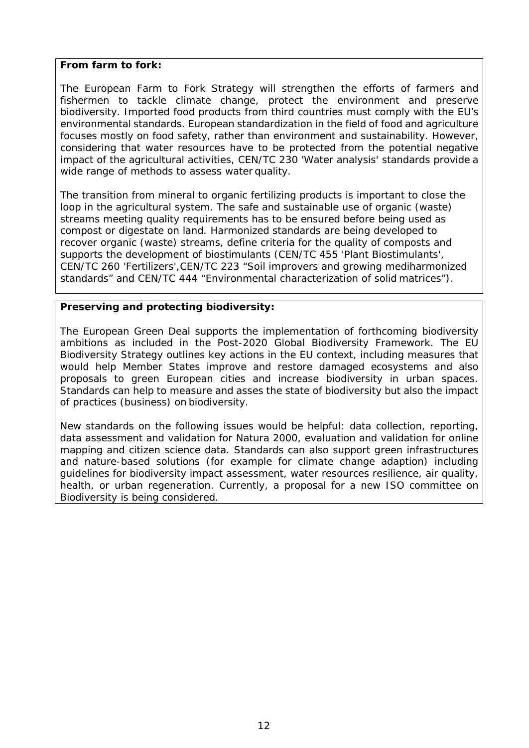**From farm to fork:**

The European Farm to Fork Strategy will strengthen the efforts of farmers and fishermen to tackle climate change, protect the environment and preserve biodiversity. Imported food products from third countries must comply with the EU's environmental standards. European standardization in the field of food and agriculture focuses mostly on food safety, rather than environment and sustainability. However, considering that water resources have to be protected from the potential negative impact of the agricultural activities, CEN/TC 230 'Water analysis' standards provide a wide range of methods to assess water quality.

The transition from mineral to organic fertilizing products is important to close the loop in the agricultural system. The safe and sustainable use of organic (waste) streams meeting quality requirements has to be ensured before being used as compost or digestate on land. Harmonized standards are being developed to recover organic (waste) streams, define criteria for the quality of composts and supports the development of biostimulants (CEN/TC 455 'Plant Biostimulants', CEN/TC 260 'Fertilizers',CEN/TC 223 "Soil improvers and growing mediharmonized standards" and CEN/TC 444 "Environmental characterization of solid matrices").

**Preserving and protecting biodiversity:**

The European Green Deal supports the implementation of forthcoming biodiversity ambitions as included in the Post-2020 Global Biodiversity Framework. The EU Biodiversity Strategy outlines key actions in the EU context, including measures that would help Member States improve and restore damaged ecosystems and also proposals to green European cities and increase biodiversity in urban spaces. Standards can help to measure and asses the state of biodiversity but also the impact of practices (business) on biodiversity.

New standards on the following issues would be helpful: data collection, reporting, data assessment and validation for Natura 2000, evaluation and validation for online mapping and citizen science data. Standards can also support green infrastructures and nature-based solutions (for example for climate change adaption) including guidelines for biodiversity impact assessment, water resources resilience, air quality, health, or urban regeneration. Currently, a proposal for a new ISO committee on Biodiversity is being considered.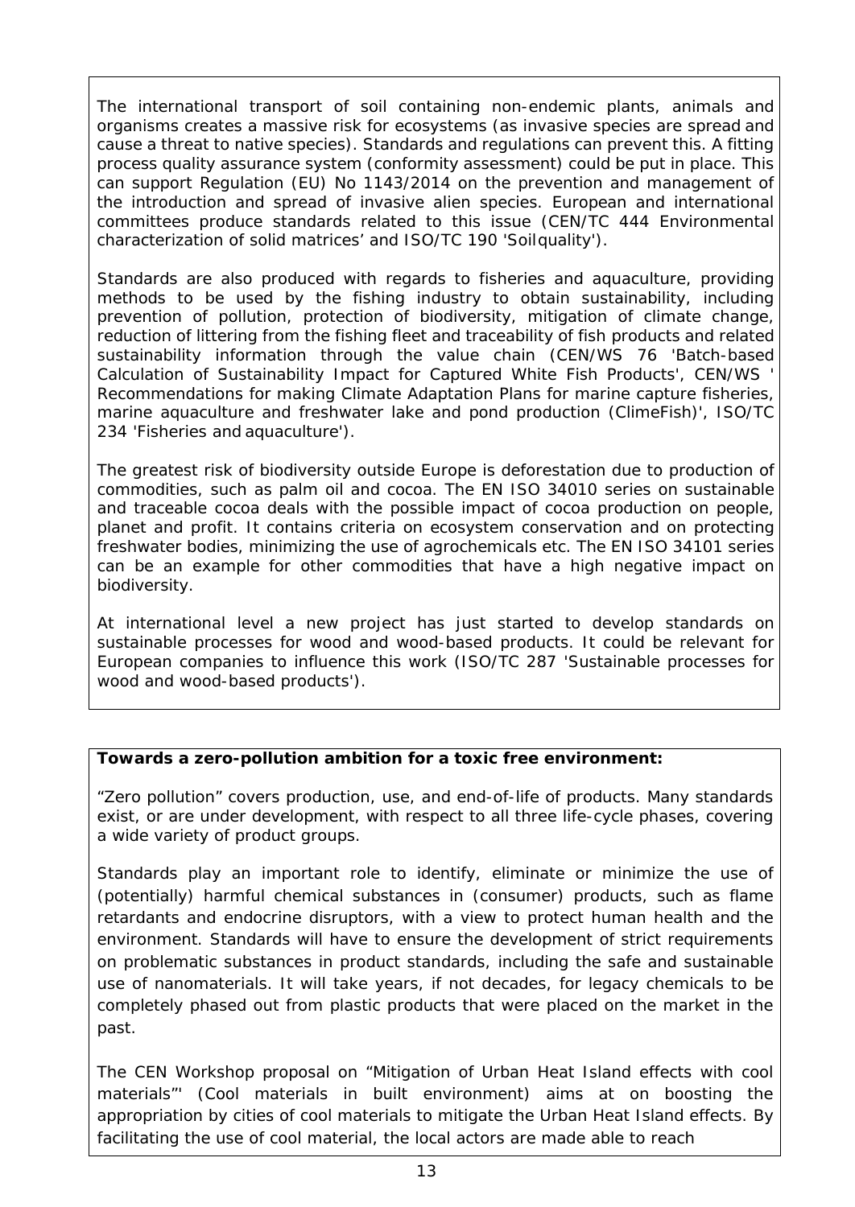The international transport of soil containing non-endemic plants, animals and organisms creates a massive risk for ecosystems (as invasive species are spread and cause a threat to native species). Standards and regulations can prevent this. A fitting process quality assurance system (conformity assessment) could be put in place. This can support Regulation (EU) No 1143/2014 on the prevention and management of the introduction and spread of invasive alien species. European and international committees produce standards related to this issue (CEN/TC 444 Environmental characterization of solid matrices' and ISO/TC 190 'Soilquality').

Standards are also produced with regards to fisheries and aquaculture, providing methods to be used by the fishing industry to obtain sustainability, including prevention of pollution, protection of biodiversity, mitigation of climate change, reduction of littering from the fishing fleet and traceability of fish products and related sustainability information through the value chain (CEN/WS 76 'Batch-based Calculation of Sustainability Impact for Captured White Fish Products', CEN/WS ' Recommendations for making Climate Adaptation Plans for marine capture fisheries, marine aquaculture and freshwater lake and pond production (ClimeFish)', ISO/TC 234 'Fisheries and aquaculture').

The greatest risk of biodiversity outside Europe is deforestation due to production of commodities, such as palm oil and cocoa. The EN ISO 34010 series on sustainable and traceable cocoa deals with the possible impact of cocoa production on people, planet and profit. It contains criteria on ecosystem conservation and on protecting freshwater bodies, minimizing the use of agrochemicals etc. The EN ISO 34101 series can be an example for other commodities that have a high negative impact on biodiversity.

At international level a new project has just started to develop standards on sustainable processes for wood and wood-based products. It could be relevant for European companies to influence this work (ISO/TC 287 'Sustainable processes for wood and wood-based products').

**Towards a zero-pollution ambition for a toxic free environment:**

"Zero pollution" covers production, use, and end-of-life of products. Many standards exist, or are under development, with respect to all three life-cycle phases, covering a wide variety of product groups.

Standards play an important role to identify, eliminate or minimize the use of (potentially) harmful chemical substances in (consumer) products, such as flame retardants and endocrine disruptors, with a view to protect human health and the environment. Standards will have to ensure the development of strict requirements on problematic substances in product standards, including the safe and sustainable use of nanomaterials. It will take years, if not decades, for legacy chemicals to be completely phased out from plastic products that were placed on the market in the past.

The CEN Workshop proposal on "Mitigation of Urban Heat Island effects with cool materials"' (Cool materials in built environment) aims at on boosting the appropriation by cities of cool materials to mitigate the Urban Heat Island effects. By facilitating the use of cool material, the local actors are made able to reach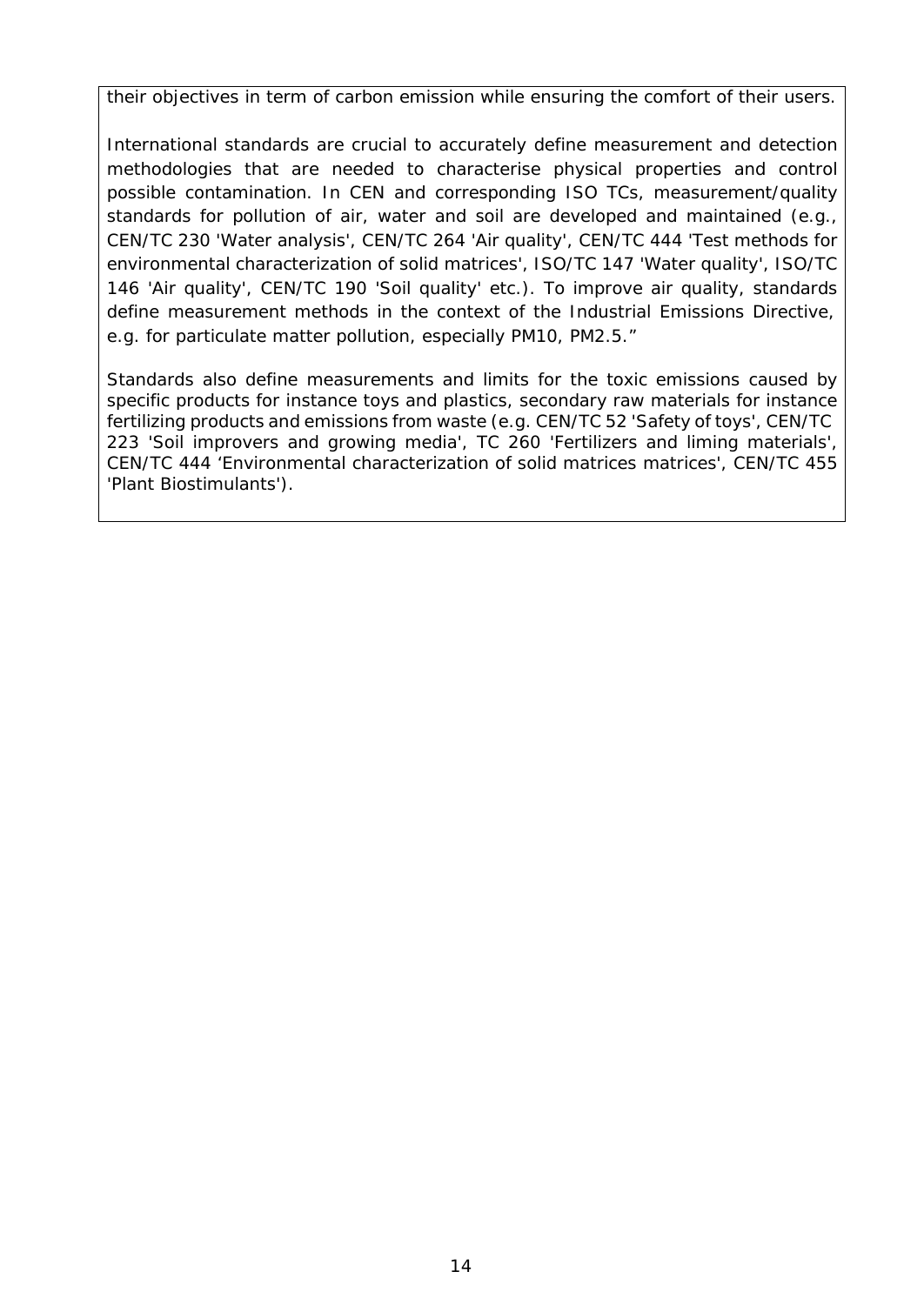their objectives in term of carbon emission while ensuring the comfort of their users.

International standards are crucial to accurately define measurement and detection methodologies that are needed to characterise physical properties and control possible contamination. In CEN and corresponding ISO TCs, measurement/quality standards for pollution of air, water and soil are developed and maintained (e.g., CEN/TC 230 'Water analysis', CEN/TC 264 'Air quality', CEN/TC 444 'Test methods for environmental characterization of solid matrices', ISO/TC 147 'Water quality', ISO/TC 146 'Air quality', CEN/TC 190 'Soil quality' etc.). To improve air quality, standards define measurement methods in the context of the Industrial Emissions Directive, e.g. for particulate matter pollution, especially PM10, PM2.5."

Standards also define measurements and limits for the toxic emissions caused by specific products for instance toys and plastics, secondary raw materials for instance fertilizing products and emissions from waste (e.g. CEN/TC 52 'Safety of toys', CEN/TC 223 'Soil improvers and growing media', TC 260 'Fertilizers and liming materials', CEN/TC 444 'Environmental characterization of solid matrices matrices', CEN/TC 455 'Plant Biostimulants').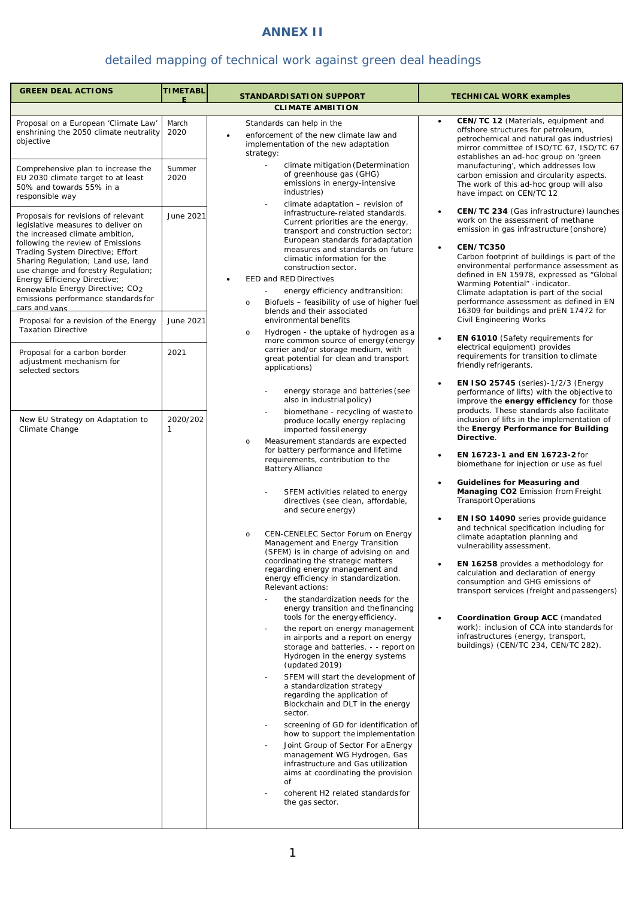# ANNEX II

## detailed mapping of technical work against green deal headings

| GREEN DEAL ACTIONS | TIMETABLE | STANDARDISATION SUPPORT | TECHNICAL WORK examples |
|---|---|---|---|
| **CLIMATE AMBITION** | | | |
| Proposal on a European 'Climate Law' enshrining the 2050 climate neutrality objective | March 2020 | Standards can help in the<br>• enforcement of the new climate law and implementation of the new adaptation strategy:<br>- climate mitigation (Determination of greenhouse gas (GHG) emissions in energy-intensive industries)<br>- climate adaptation – revision of infrastructure-related standards. Current priorities are the energy, transport and construction sector; European standards for adaptation measures and standards on future climatic information for the construction sector.<br>• EED and RED Directives<br>- energy efficiency and transition:<br>o Biofuels – feasibility of use of higher fuel blends and their associated environmental benefits<br>o Hydrogen - the uptake of hydrogen as a more common source of energy (energy carrier and/or storage medium, with great potential for clean and transport applications)<br>- energy storage and batteries (see also in industrial policy)<br>- biomethane - recycling of waste to produce locally energy replacing imported fossil energy<br>o Measurement standards are expected for battery performance and lifetime requirements, contribution to the Battery Alliance<br>- SFEM activities related to energy directives (see clean, affordable, and secure energy)<br>o CEN-CENELEC Sector Forum on Energy Management and Energy Transition (SFEM) is in charge of advising on and coordinating the strategic matters regarding energy management and energy efficiency in standardization. Relevant actions:<br>- the standardization needs for the energy transition and the financing tools for the energy efficiency.<br>- the report on energy management in airports and a report on energy storage and batteries. - - report on Hydrogen in the energy systems (updated 2019)<br>- SFEM will start the development of a standardization strategy regarding the application of Blockchain and DLT in the energy sector.<br>- screening of GD for identification of how to support the implementation<br>- Joint Group of Sector For a Energy management WG Hydrogen, Gas infrastructure and Gas utilization aims at coordinating the provision of<br>- coherent H2 related standards for the gas sector. | • **CEN/TC 12** (Materials, equipment and offshore structures for petroleum, petrochemical and natural gas industries) mirror committee of ISO/TC 67, ISO/TC 67 establishes an ad-hoc group on 'green manufacturing', which addresses low carbon emission and circularity aspects. The work of this ad-hoc group will also have impact on CEN/TC 12<br>• **CEN/TC 234** (Gas infrastructure) launches work on the assessment of methane emission in gas infrastructure (onshore)<br>• **CEN/TC350**<br>Carbon footprint of buildings is part of the environmental performance assessment as defined in EN 15978, expressed as "Global Warming Potential" -indicator.<br>Climate adaptation is part of the social performance assessment as defined in EN 16309 for buildings and prEN 17472 for Civil Engineering Works<br>• **EN 61010** (Safety requirements for electrical equipment) provides requirements for transition to climate friendly refrigerants.<br>• **EN ISO 25745** (series)-1/2/3 (Energy performance of lifts) with the objective to improve the **energy efficiency** for those products. These standards also facilitate inclusion of lifts in the implementation of the **Energy Performance for Building Directive**.<br>• **EN 16723-1 and EN 16723-2** for biomethane for injection or use as fuel<br>• **Guidelines for Measuring and Managing CO2** Emission from Freight Transport Operations<br>• **EN ISO 14090** series provide guidance and technical specification including for climate adaptation planning and vulnerability assessment.<br>• **EN 16258** provides a methodology for calculation and declaration of energy consumption and GHG emissions of transport services (freight and passengers)<br>• **Coordination Group ACC** (mandated work): inclusion of CCA into standards for infrastructures (energy, transport, buildings) (CEN/TC 234, CEN/TC 282). |
| Comprehensive plan to increase the EU 2030 climate target to at least 50% and towards 55% in a responsible way | Summer 2020 | | |
| Proposals for revisions of relevant legislative measures to deliver on the increased climate ambition, following the review of Emissions Trading System Directive; Effort Sharing Regulation; Land use, land use change and forestry Regulation; Energy Efficiency Directive; Renewable Energy Directive; $CO_2$ emissions performance standards for cars and vans | June 2021 | | |
| Proposal for a revision of the Energy Taxation Directive | June 2021 | | |
| Proposal for a carbon border adjustment mechanism for selected sectors | 2021 | | |
| New EU Strategy on Adaptation to Climate Change | 2020/2021 | | |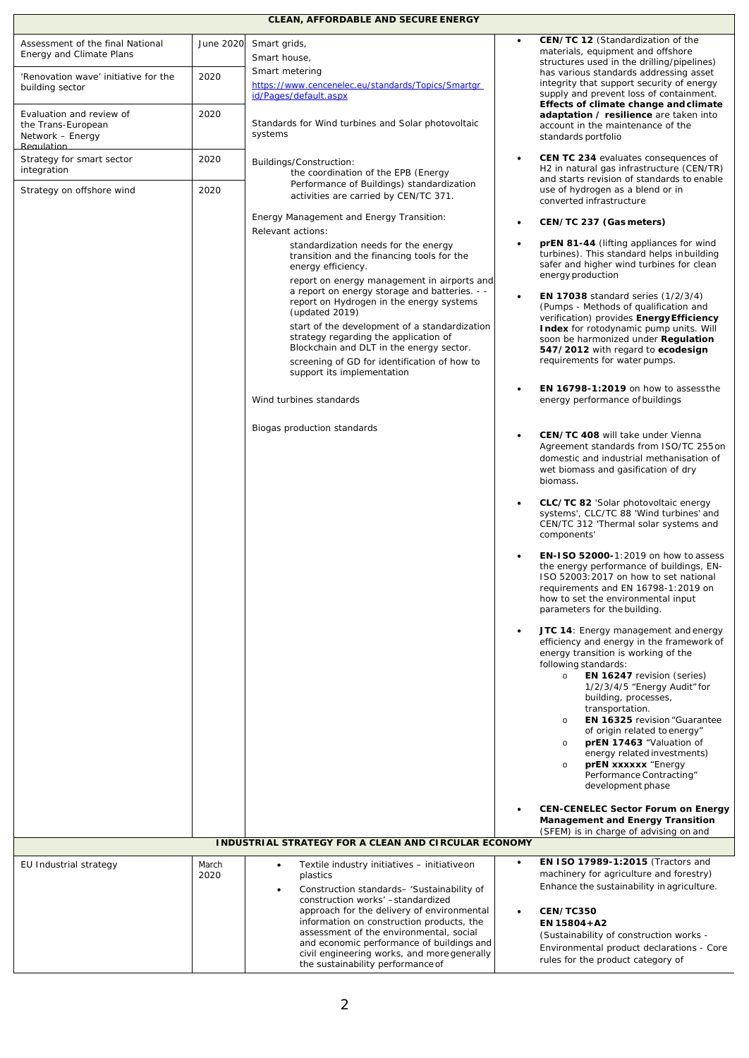| CLEAN, AFFORDABLE AND SECURE ENERGY | | | |
|---|---|---|---|
| Assessment of the final National Energy and Climate Plans | June 2020 | Smart grids,<br>Smart house,<br>Smart metering<br>https://www.cencenelec.eu/standards/Topics/Smartgrid/Pages/default.aspx | • **CEN/TC 12** (Standardization of the materials, equipment and offshore structures used in the drilling/pipelines) has various standards addressing asset integrity that support security of energy supply and prevent loss of containment. **Effects of climate change and climate adaptation / resilience** are taken into account in the maintenance of the standards portfolio |
| 'Renovation wave' initiative for the building sector | 2020 | | |
| Evaluation and review of the Trans-European Network – Energy Regulation | 2020 | Standards for Wind turbines and Solar photovoltaic systems | |
| Strategy for smart sector integration | 2020 | Buildings/Construction:<br>the coordination of the EPB (Energy Performance of Buildings) standardization activities are carried by CEN/TC 371. | • **CEN TC 234** evaluates consequences of H2 in natural gas infrastructure (CEN/TR) and starts revision of standards to enable use of hydrogen as a blend or in converted infrastructure |
| Strategy on offshore wind | 2020 | Energy Management and Energy Transition:<br>Relevant actions:<br>standardization needs for the energy transition and the financing tools for the energy efficiency.<br>report on energy management in airports and a report on energy storage and batteries. - - report on Hydrogen in the energy systems (updated 2019)<br>start of the development of a standardization strategy regarding the application of Blockchain and DLT in the energy sector.<br>screening of GD for identification of how to support its implementation<br><br>Wind turbines standards<br><br>Biogas production standards | • **CEN/TC 237 (Gas meters)**<br>• **prEN 81-44** (lifting appliances for wind turbines). This standard helps in building safer and higher wind turbines for clean energy production<br>• **EN 17038** standard series (1/2/3/4) (Pumps - Methods of qualification and verification) provides **Energy Efficiency Index** for rotodynamic pump units. Will soon be harmonized under **Regulation 547/2012** with regard to **ecodesign** requirements for water pumps.<br>• **EN 16798-1:2019** on how to assess the energy performance of buildings<br>• **CEN/TC 408** will take under Vienna Agreement standards from ISO/TC 255 on domestic and industrial methanisation of wet biomass and gasification of dry biomass.<br>• **CLC/TC 82** 'Solar photovoltaic energy systems', CLC/TC 88 'Wind turbines' and CEN/TC 312 'Thermal solar systems and components'<br>• **EN-ISO 52000-**1:2019 on how to assess the energy performance of buildings, EN-ISO 52003:2017 on how to set national requirements and EN 16798-1:2019 on how to set the environmental input parameters for the building.<br>• **JTC 14**: Energy management and energy efficiency and energy in the framework of energy transition is working of the following standards:<br>o **EN 16247** revision (series) 1/2/3/4/5 "Energy Audit" for building, processes, transportation.<br>o **EN 16325** revision "Guarantee of origin related to energy"<br>o **prEN 17463** "Valuation of energy related investments)<br>o **prEN xxxxxx** "Energy Performance Contracting" development phase<br>• **CEN-CENELEC Sector Forum on Energy Management and Energy Transition** (SFEM) is in charge of advising on and |
| **INDUSTRIAL STRATEGY FOR A CLEAN AND CIRCULAR ECONOMY** | | | |
| EU Industrial strategy | March 2020 | • Textile industry initiatives – initiative on plastics<br>• Construction standards– 'Sustainability of construction works' – standardized approach for the delivery of environmental information on construction products, the assessment of the environmental, social and economic performance of buildings and civil engineering works, and more generally the sustainability performance of | • **EN ISO 17989-1:2015** (Tractors and machinery for agriculture and forestry) Enhance the sustainability in agriculture.<br>• **CEN/TC350**<br>**EN 15804+A2**<br>(Sustainability of construction works - Environmental product declarations - Core rules for the product category of |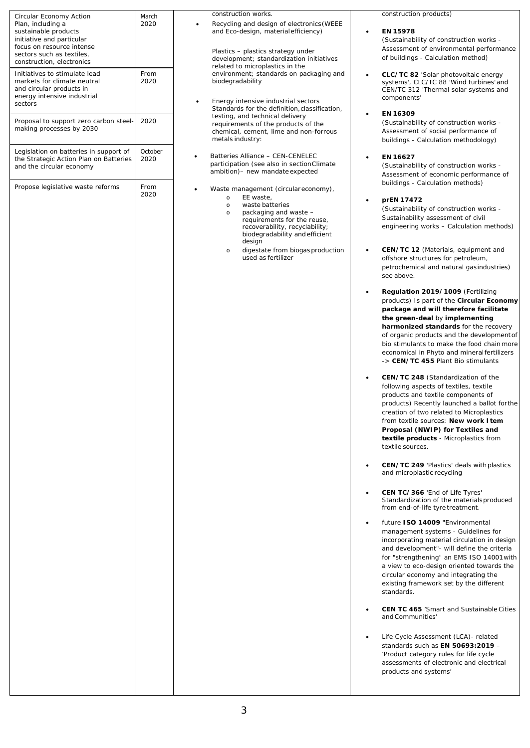| | | | |
|---|---|---|---|
| Circular Economy Action Plan, including a sustainable products initiative and particular focus on resource intense sectors such as textiles, construction, electronics | March 2020 | construction works.<br>• Recycling and design of electronics (WEEE and Eco-design, material efficiency)<br><br>Plastics – plastics strategy under development; standardization initiatives related to microplastics in the environment; standards on packaging and biodegradability<br><br>• Energy intensive industrial sectors Standards for the definition, classification, testing, and technical delivery requirements of the products of the chemical, cement, lime and non-forrous metals industry:<br><br>• Batteries Alliance – CEN-CENELEC participation (see also in section Climate ambition)– new mandate expected<br><br>• Waste management (circular economy),<br>  o EE waste,<br>  o waste batteries<br>  o packaging and waste – requirements for the reuse, recoverability, recyclability; biodegradability and efficient design<br>  o digestate from biogas production used as fertilizer | construction products)<br><br>• **EN 15978** (Sustainability of construction works - Assessment of environmental performance of buildings - Calculation method)<br><br>• **CLC/TC 82** 'Solar photovoltaic energy systems', CLC/TC 88 'Wind turbines' and CEN/TC 312 'Thermal solar systems and components'<br><br>• **EN 16309** (Sustainability of construction works - Assessment of social performance of buildings - Calculation methodology)<br><br>• **EN 16627** (Sustainability of construction works - Assessment of economic performance of buildings - Calculation methods)<br><br>• **prEN 17472** (Sustainability of construction works - Sustainability assessment of civil engineering works – Calculation methods)<br><br>• **CEN/TC 12** (Materials, equipment and offshore structures for petroleum, petrochemical and natural gas industries) see above.<br><br>• **Regulation 2019/1009** (Fertilizing products) Is part of the **Circular Economy package and will therefore facilitate the green-deal** by **implementing harmonized standards** for the recovery of organic products and the development of bio stimulants to make the food chain more economical in Phyto and mineral fertilizers -> **CEN/TC 455** Plant Bio stimulants<br><br>• **CEN/TC 248** (Standardization of the following aspects of textiles, textile products and textile components of products) Recently launched a ballot for the creation of two related to Microplastics from textile sources: **New work Item Proposal (NWIP) for Textiles and textile products** - Microplastics from textile sources.<br><br>• **CEN/TC 249** 'Plastics' deals with plastics and microplastic recycling<br><br>• **CEN TC/366** 'End of Life Tyres' Standardization of the materials produced from end-of-life tyre treatment.<br><br>• future **ISO 14009** "Environmental management systems - Guidelines for incorporating material circulation in design and development"- will define the criteria for "strengthening" an EMS ISO 14001 with a view to eco-design oriented towards the circular economy and integrating the existing framework set by the different standards.<br><br>• **CEN TC 465** 'Smart and Sustainable Cities and Communities'<br><br>• Life Cycle Assessment (LCA)- related standards such as **EN 50693:2019** – 'Product category rules for life cycle assessments of electronic and electrical products and systems' |
| Initiatives to stimulate lead markets for climate neutral and circular products in energy intensive industrial sectors | From 2020 | | |
| Proposal to support zero carbon steel-making processes by 2030 | 2020 | | |
| Legislation on batteries in support of the Strategic Action Plan on Batteries and the circular economy | October 2020 | | |
| Propose legislative waste reforms | From 2020 | | |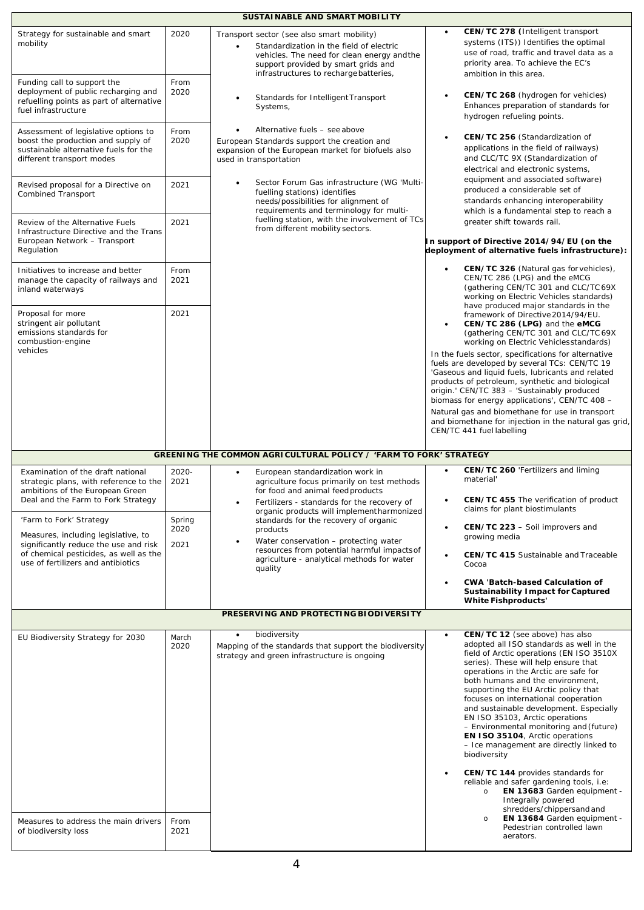| | | | |
|---|---|---|---|
| **SUSTAINABLE AND SMART MOBILITY** | | | |
| Strategy for sustainable and smart mobility | 2020 | Transport sector (see also smart mobility)<br>• Standardization in the field of electric vehicles. The need for clean energy andthe support provided by smart grids and infrastructures to rechargebatteries,<br>• Standards for IntelligentTransport Systems,<br>• Alternative fuels – seeabove<br>European Standards support the creation and expansion of the European market for biofuels also used in transportation<br>• Sector Forum Gas infrastructure (WG 'Multi-fuelling stations) identifies needs/possibilities for alignment of requirements and terminology for multi-fuelling station, with the involvement of TCs from different mobilitysectors. | • **CEN/TC 278 (**Intelligent transport systems (ITS)) Identifies the optimal use of road, traffic and travel data as a priority area. To achieve the EC's ambition in this area.<br>• **CEN/TC 268** (hydrogen for vehicles) Enhances preparation of standards for hydrogen refueling points.<br>• **CEN/TC 256** (Standardization of applications in the field of railways) and CLC/TC 9X (Standardization of electrical and electronic systems, equipment and associated software) produced a considerable set of standards enhancing interoperability which is a fundamental step to reach a greater shift towards rail.<br>**In support of Directive 2014/94/EU (on the deployment of alternative fuels infrastructure):**<br>• **CEN/TC 326** (Natural gas forvehicles), CEN/TC 286 (LPG) and the eMCG (gathering CEN/TC 301 and CLC/TC69X working on Electric Vehicles standards) have produced major standards in the framework of Directive2014/94/EU.<br>• **CEN/TC 286 (LPG)** and the **eMCG** (gathering CEN/TC 301 and CLC/TC69X working on Electric Vehiclesstandards)<br>In the fuels sector, specifications for alternative fuels are developed by several TCs: CEN/TC 19 'Gaseous and liquid fuels, lubricants and related products of petroleum, synthetic and biological origin.' CEN/TC 383 – 'Sustainably produced biomass for energy applications', CEN/TC 408 – Natural gas and biomethane for use in transport and biomethane for injection in the natural gas grid, CEN/TC 441 fuellabelling |
| Funding call to support the deployment of public recharging and refuelling points as part of alternative fuel infrastructure | From 2020 | | |
| Assessment of legislative options to boost the production and supply of sustainable alternative fuels for the different transport modes | From 2020 | | |
| Revised proposal for a Directive on Combined Transport | 2021 | | |
| Review of the Alternative Fuels Infrastructure Directive and the Trans European Network – Transport Regulation | 2021 | | |
| Initiatives to increase and better manage the capacity of railways and inland waterways | From 2021 | | |
| Proposal for more stringent air pollutant emissions standards for combustion-engine vehicles | 2021 | | |
| **GREENING THE COMMON AGRICULTURAL POLICY / 'FARM TO FORK' STRATEGY** | | | |
| Examination of the draft national strategic plans, with reference to the ambitions of the European Green Deal and the Farm to Fork Strategy | 2020-2021 | • European standardization work in agriculture focus primarily on test methods for food and animal feedproducts<br>• Fertilizers - standards for the recovery of organic products will implementharmonized standards for the recovery of organic products<br>• Water conservation – protecting water resources from potential harmful impactsof agriculture - analytical methods for water quality | • **CEN/TC 260** 'Fertilizers and liming material'<br>• **CEN/TC 455** The verification of product claims for plant biostimulants<br>• **CEN/TC 223** – Soil improvers and growing media<br>• **CEN/TC 415** Sustainable andTraceable Cocoa<br>• **CWA 'Batch-based Calculation of Sustainability Impact forCaptured White Fishproducts'** |
| 'Farm to Fork' Strategy<br>Measures, including legislative, to significantly reduce the use and risk of chemical pesticides, as well as the use of fertilizers and antibiotics | Spring 2020<br>2021 | | |
| **PRESERVING AND PROTECTINGBIODIVERSITY** | | | |
| EU Biodiversity Strategy for 2030 | March 2020 | • biodiversity<br>Mapping of the standards that support the biodiversity strategy and green infrastructure is ongoing | • **CEN/TC 12** (see above) has also adopted all ISO standards as well in the field of Arctic operations (EN ISO 3510X series). These will help ensure that operations in the Arctic are safe for both humans and the environment, supporting the EU Arctic policy that focuses on international cooperation and sustainable development. Especially EN ISO 35103, Arctic operations – Environmental monitoring and(future) **EN ISO 35104**, Arctic operations – Ice management are directly linked to biodiversity<br>• **CEN/TC 144** provides standards for reliable and safer gardening tools, i.e:<br>  o **EN 13683** Garden equipment - Integrally powered shredders/chippersand and<br>  o **EN 13684** Garden equipment - Pedestrian controlled lawn aerators. |
| Measures to address the main drivers of biodiversity loss | From 2021 | | |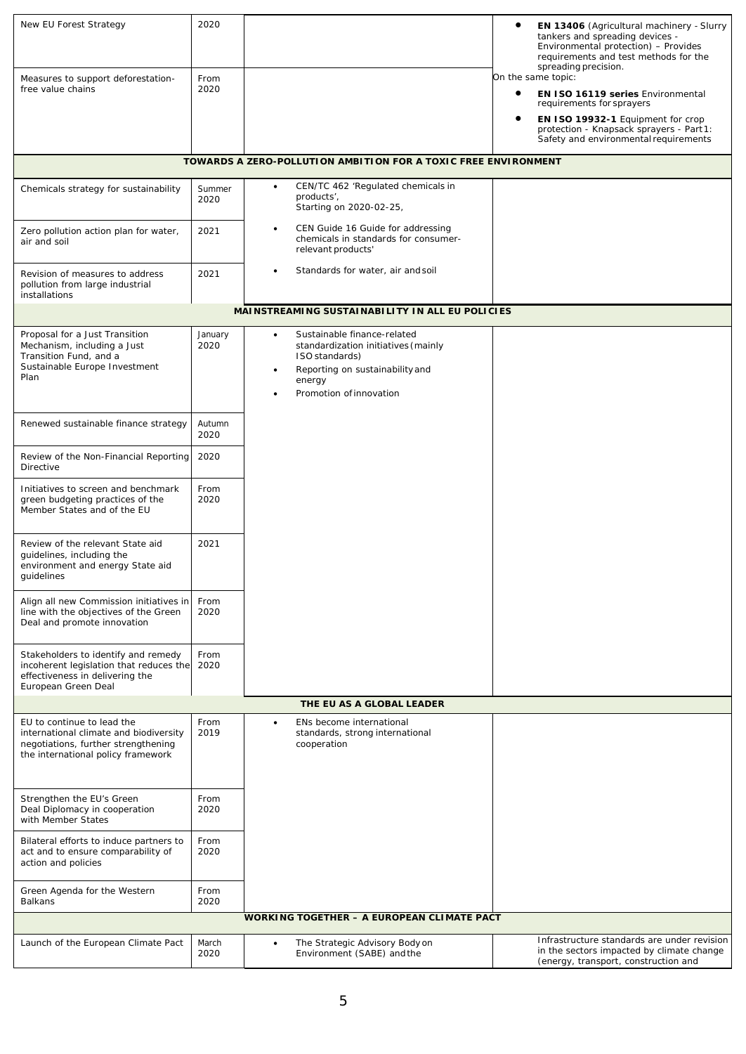| | | | |
|---|---|---|---|
| New EU Forest Strategy | 2020 | | • **EN 13406** (Agricultural machinery - Slurry tankers and spreading devices - Environmental protection) – Provides requirements and test methods for the spreading precision.<br>On the same topic:<br>• **EN ISO 16119 series** Environmental requirements for sprayers<br>• **EN ISO 19932-1** Equipment for crop protection - Knapsack sprayers - Part 1: Safety and environmental requirements |
| Measures to support deforestation-free value chains | From 2020 | | |
| **TOWARDS A ZERO-POLLUTION AMBITION FOR A TOXIC FREE ENVIRONMENT** | | | |
| Chemicals strategy for sustainability | Summer 2020 | • CEN/TC 462 'Regulated chemicals in products', Starting on 2020-02-25, | |
| Zero pollution action plan for water, air and soil | 2021 | • CEN Guide 16 Guide for addressing chemicals in standards for consumer-relevant products' | |
| Revision of measures to address pollution from large industrial installations | 2021 | • Standards for water, air and soil | |
| **MAINSTREAMING SUSTAINABILITY IN ALL EU POLICIES** | | | |
| Proposal for a Just Transition Mechanism, including a Just Transition Fund, and a Sustainable Europe Investment Plan | January 2020 | • Sustainable finance-related standardization initiatives (mainly ISO standards)<br>• Reporting on sustainability and energy<br>• Promotion of innovation | |
| Renewed sustainable finance strategy | Autumn 2020 | | |
| Review of the Non-Financial Reporting Directive | 2020 | | |
| Initiatives to screen and benchmark green budgeting practices of the Member States and of the EU | From 2020 | | |
| Review of the relevant State aid guidelines, including the environment and energy State aid guidelines | 2021 | | |
| Align all new Commission initiatives in line with the objectives of the Green Deal and promote innovation | From 2020 | | |
| Stakeholders to identify and remedy incoherent legislation that reduces the effectiveness in delivering the European Green Deal | From 2020 | | |
| **THE EU AS A GLOBAL LEADER** | | | |
| EU to continue to lead the international climate and biodiversity negotiations, further strengthening the international policy framework | From 2019 | • ENs become international standards, strong international cooperation | |
| Strengthen the EU's Green Deal Diplomacy in cooperation with Member States | From 2020 | | |
| Bilateral efforts to induce partners to act and to ensure comparability of action and policies | From 2020 | | |
| Green Agenda for the Western Balkans | From 2020 | | |
| **WORKING TOGETHER – A EUROPEAN CLIMATE PACT** | | | |
| Launch of the European Climate Pact | March 2020 | • The Strategic Advisory Body on Environment (SABE) and the | Infrastructure standards are under revision in the sectors impacted by climate change (energy, transport, construction and |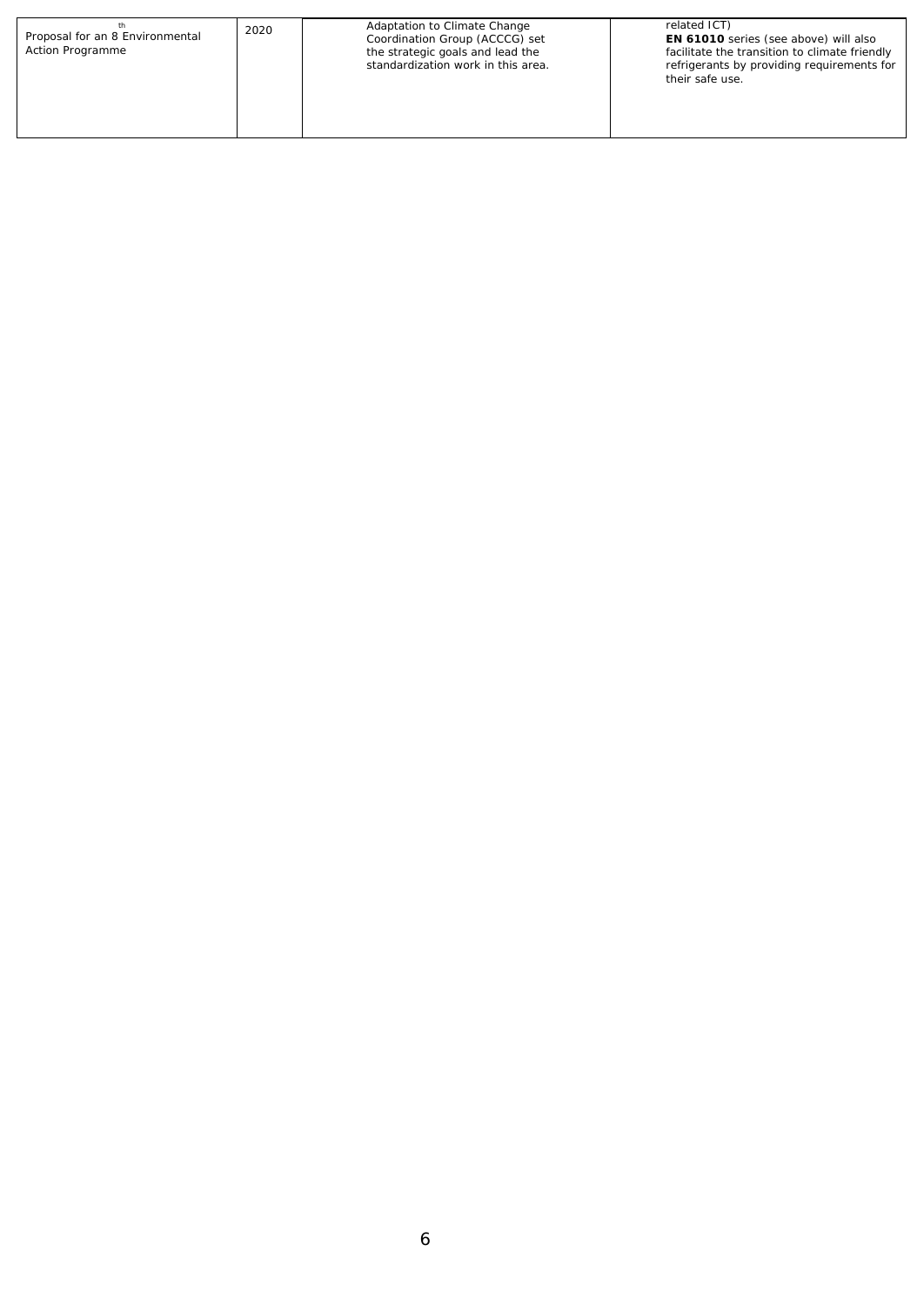| | | | |
|---|---|---|---|
| Proposal for an 8th Environmental Action Programme | 2020 | Adaptation to Climate Change Coordination Group (ACCCG) set the strategic goals and lead the standardization work in this area. | related ICT)<br>**EN 61010** series (see above) will also facilitate the transition to climate friendly refrigerants by providing requirements for their safe use. |